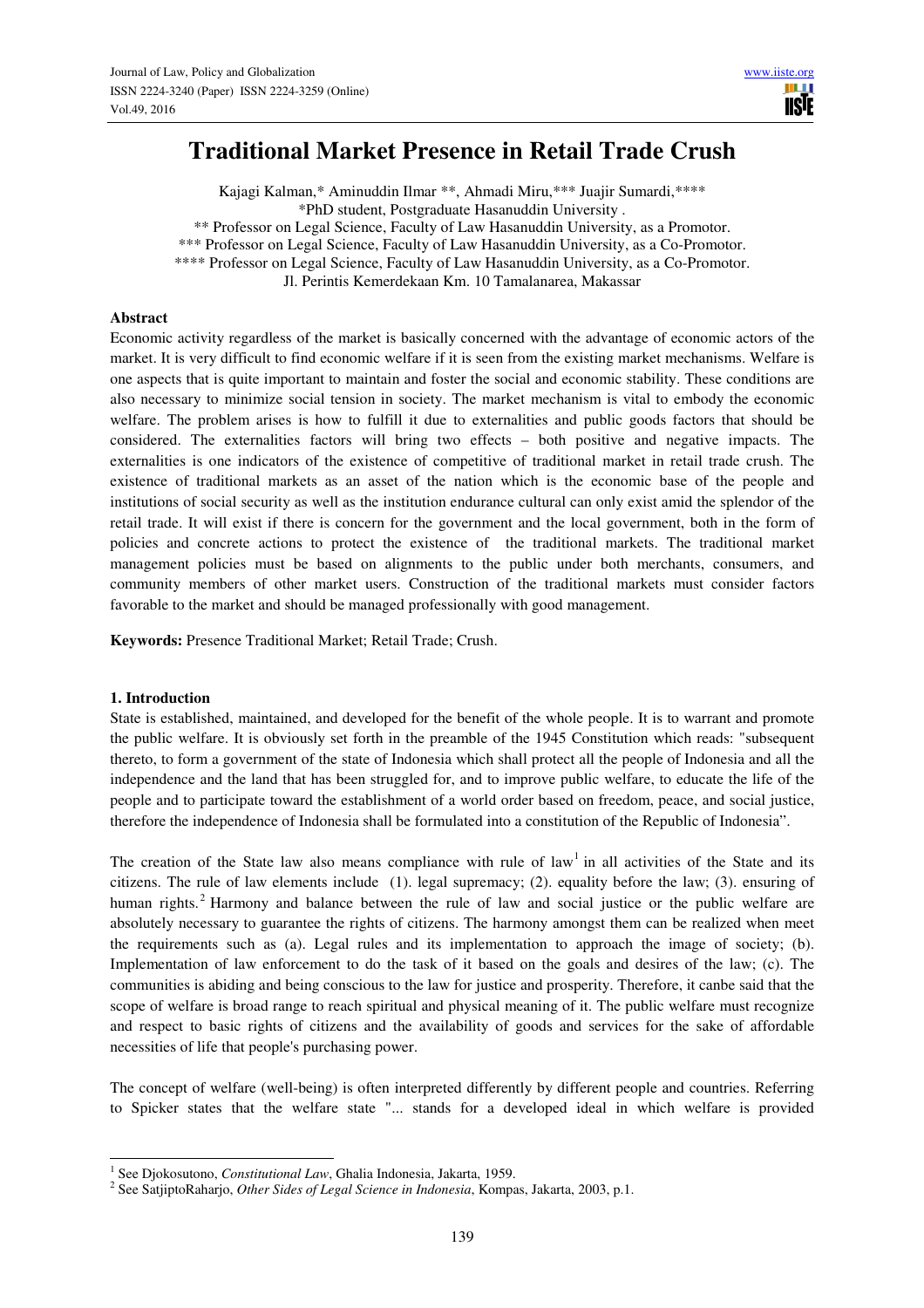# Traditional Market Presence in Retail Trade Crush

Kajagi Kalman,* Aminuddin Ilmar **, Ahmadi Miru,*** Juajir Sumardi,****

*PhD student, Postgraduate Hasanuddin University .

** Professor on Legal Science, Faculty of Law Hasanuddin University, as a Promotor.

*** Professor on Legal Science, Faculty of Law Hasanuddin University, as a Co-Promotor.

**** Professor on Legal Science, Faculty of Law Hasanuddin University, as a Co-Promotor.

Jl. Perintis Kemerdekaan Km. 10 Tamalanarea, Makassar

## Abstract

Economic activity regardless of the market is basically concerned with the advantage of economic actors of the market. It is very difficult to find economic welfare if it is seen from the existing market mechanisms. Welfare is one aspects that is quite important to maintain and foster the social and economic stability. These conditions are also necessary to minimize social tension in society. The market mechanism is vital to embody the economic welfare. The problem arises is how to fulfill it due to externalities and public goods factors that should be considered. The externalities factors will bring two effects – both positive and negative impacts. The externalities is one indicators of the existence of competitive of traditional market in retail trade crush. The existence of traditional markets as an asset of the nation which is the economic base of the people and institutions of social security as well as the institution endurance cultural can only exist amid the splendor of the retail trade. It will exist if there is concern for the government and the local government, both in the form of policies and concrete actions to protect the existence of the traditional markets. The traditional market management policies must be based on alignments to the public under both merchants, consumers, and community members of other market users. Construction of the traditional markets must consider factors favorable to the market and should be managed professionally with good management.

**Keywords:** Presence Traditional Market; Retail Trade; Crush.

## 1. Introduction

State is established, maintained, and developed for the benefit of the whole people. It is to warrant and promote the public welfare. It is obviously set forth in the preamble of the 1945 Constitution which reads: "subsequent thereto, to form a government of the state of Indonesia which shall protect all the people of Indonesia and all the independence and the land that has been struggled for, and to improve public welfare, to educate the life of the people and to participate toward the establishment of a world order based on freedom, peace, and social justice, therefore the independence of Indonesia shall be formulated into a constitution of the Republic of Indonesia".

The creation of the State law also means compliance with rule of law[1] in all activities of the State and its citizens. The rule of law elements include (1). legal supremacy; (2). equality before the law; (3). ensuring of human rights.[2] Harmony and balance between the rule of law and social justice or the public welfare are absolutely necessary to guarantee the rights of citizens. The harmony amongst them can be realized when meet the requirements such as (a). Legal rules and its implementation to approach the image of society; (b). Implementation of law enforcement to do the task of it based on the goals and desires of the law; (c). The communities is abiding and being conscious to the law for justice and prosperity. Therefore, it canbe said that the scope of welfare is broad range to reach spiritual and physical meaning of it. The public welfare must recognize and respect to basic rights of citizens and the availability of goods and services for the sake of affordable necessities of life that people's purchasing power.

The concept of welfare (well-being) is often interpreted differently by different people and countries. Referring to Spicker states that the welfare state "... stands for a developed ideal in which welfare is provided

---

[1] See Djokosutono, *Constitutional Law*, Ghalia Indonesia, Jakarta, 1959.

[2] See SatjiptoRaharjo, *Other Sides of Legal Science in Indonesia*, Kompas, Jakarta, 2003, p.1.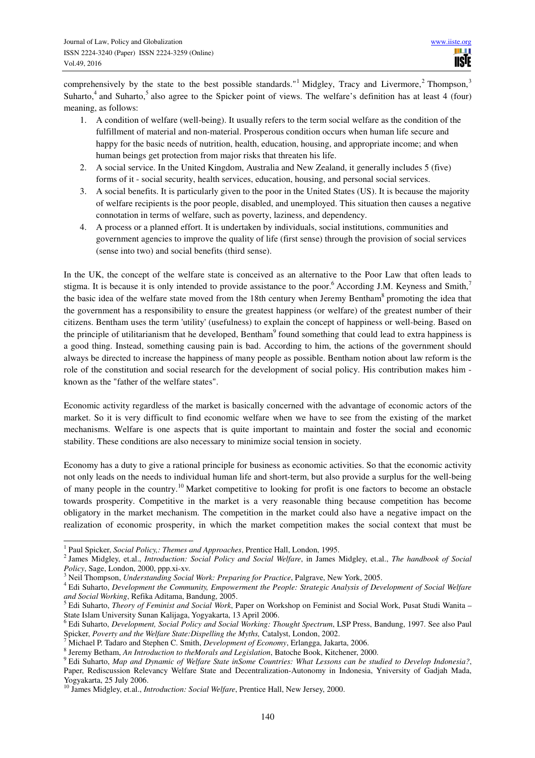comprehensively by the state to the best possible standards."[1] Midgley, Tracy and Livermore,[2] Thompson,[3] Suharto,[4] and Suharto,[5] also agree to the Spicker point of views. The welfare's definition has at least 4 (four) meaning, as follows:

1. A condition of welfare (well-being). It usually refers to the term social welfare as the condition of the fulfillment of material and non-material. Prosperous condition occurs when human life secure and happy for the basic needs of nutrition, health, education, housing, and appropriate income; and when human beings get protection from major risks that threaten his life.
2. A social service. In the United Kingdom, Australia and New Zealand, it generally includes 5 (five) forms of it - social security, health services, education, housing, and personal social services.
3. A social benefits. It is particularly given to the poor in the United States (US). It is because the majority of welfare recipients is the poor people, disabled, and unemployed. This situation then causes a negative connotation in terms of welfare, such as poverty, laziness, and dependency.
4. A process or a planned effort. It is undertaken by individuals, social institutions, communities and government agencies to improve the quality of life (first sense) through the provision of social services (sense into two) and social benefits (third sense).

In the UK, the concept of the welfare state is conceived as an alternative to the Poor Law that often leads to stigma. It is because it is only intended to provide assistance to the poor.[6] According J.M. Keyness and Smith,[7] the basic idea of the welfare state moved from the 18th century when Jeremy Bentham[8] promoting the idea that the government has a responsibility to ensure the greatest happiness (or welfare) of the greatest number of their citizens. Bentham uses the term 'utility' (usefulness) to explain the concept of happiness or well-being. Based on the principle of utilitarianism that he developed, Bentham[9] found something that could lead to extra happiness is a good thing. Instead, something causing pain is bad. According to him, the actions of the government should always be directed to increase the happiness of many people as possible. Bentham notion about law reform is the role of the constitution and social research for the development of social policy. His contribution makes him - known as the "father of the welfare states".

Economic activity regardless of the market is basically concerned with the advantage of economic actors of the market. So it is very difficult to find economic welfare when we have to see from the existing of the market mechanisms. Welfare is one aspects that is quite important to maintain and foster the social and economic stability. These conditions are also necessary to minimize social tension in society.

Economy has a duty to give a rational principle for business as economic activities. So that the economic activity not only leads on the needs to individual human life and short-term, but also provide a surplus for the well-being of many people in the country.[10] Market competitive to looking for profit is one factors to become an obstacle towards prosperity. Competitive in the market is a very reasonable thing because competition has become obligatory in the market mechanism. The competition in the market could also have a negative impact on the realization of economic prosperity, in which the market competition makes the social context that must be

---

[1] Paul Spicker, *Social Policy,: Themes and Approaches*, Prentice Hall, London, 1995.

[2] James Midgley, et.al., *Introduction: Social Policy and Social Welfare*, in James Midgley, et.al., *The handbook of Social Policy*, Sage, London, 2000, ppp.xi-xv.

[3] Neil Thompson, *Understanding Social Work: Preparing for Practice*, Palgrave, New York, 2005.

[4] Edi Suharto, *Development the Community, Empowerment the People: Strategic Analysis of Development of Social Welfare and Social Working*, Refika Aditama, Bandung, 2005.

[5] Edi Suharto, *Theory of Feminist and Social Work*, Paper on Workshop on Feminist and Social Work, Pusat Studi Wanita – State Islam University Sunan Kalijaga, Yogyakarta, 13 April 2006.

[6] Edi Suharto, *Development, Social Policy and Social Working: Thought Spectrum*, LSP Press, Bandung, 1997. See also Paul Spicker, *Poverty and the Welfare State:Dispelling the Myths,* Catalyst, London, 2002.

[7] Michael P. Tadaro and Stephen C. Smith, *Development of Economy*, Erlangga, Jakarta, 2006.

[8] Jeremy Betham, *An Introduction to theMorals and Legislation*, Batoche Book, Kitchener, 2000.

[9] Edi Suharto, *Map and Dynamic of Welfare State inSome Countries: What Lessons can be studied to Develop Indonesia?*, Paper, Rediscussion Relevancy Welfare State and Decentralization-Autonomy in Indonesia, Yniversity of Gadjah Mada, Yogyakarta, 25 July 2006.

[10] James Midgley, et.al., *Introduction: Social Welfare*, Prentice Hall, New Jersey, 2000.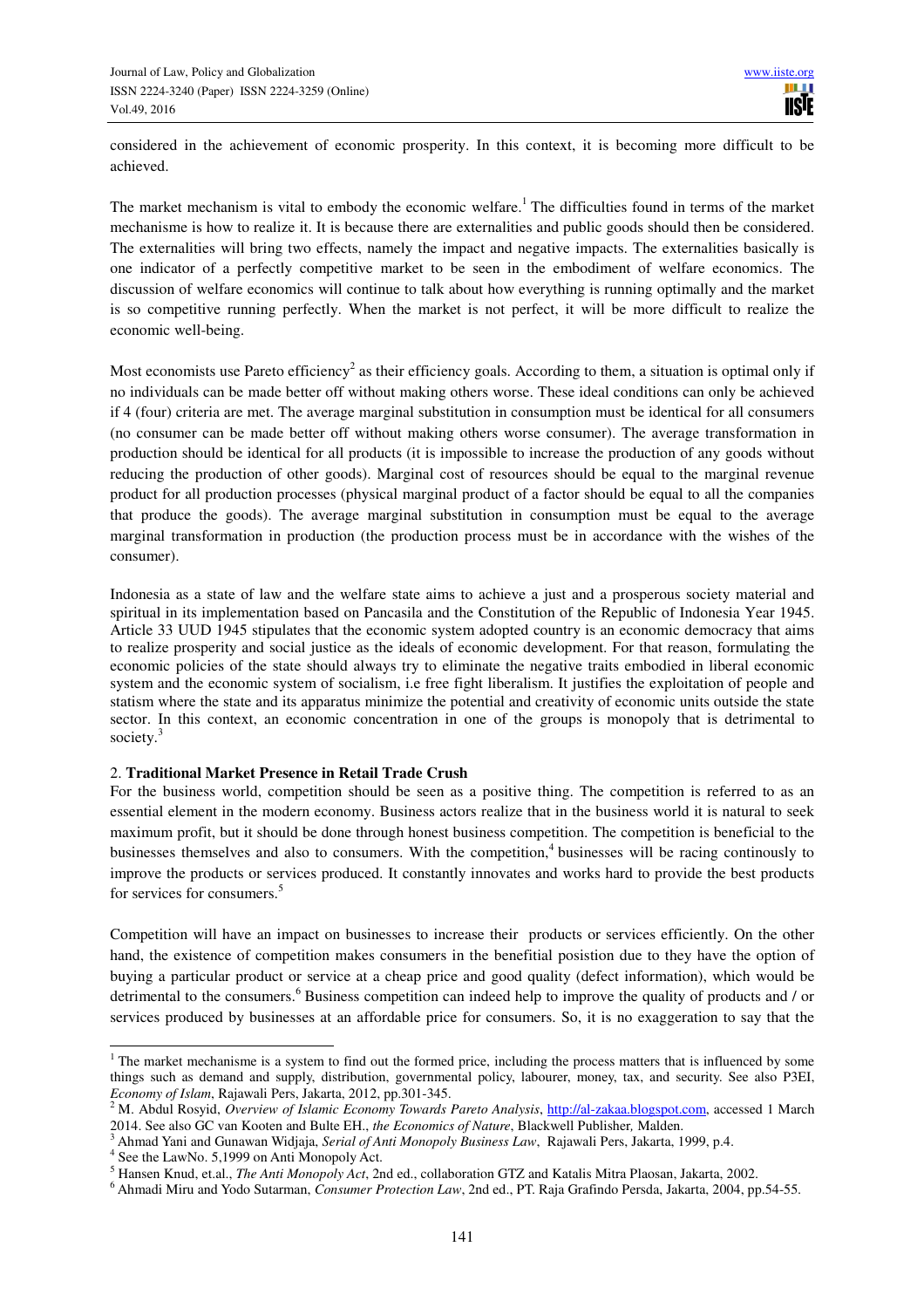considered in the achievement of economic prosperity. In this context, it is becoming more difficult to be achieved.

The market mechanism is vital to embody the economic welfare.[1] The difficulties found in terms of the market mechanisme is how to realize it. It is because there are externalities and public goods should then be considered. The externalities will bring two effects, namely the impact and negative impacts. The externalities basically is one indicator of a perfectly competitive market to be seen in the embodiment of welfare economics. The discussion of welfare economics will continue to talk about how everything is running optimally and the market is so competitive running perfectly. When the market is not perfect, it will be more difficult to realize the economic well-being.

Most economists use Pareto efficiency[2] as their efficiency goals. According to them, a situation is optimal only if no individuals can be made better off without making others worse. These ideal conditions can only be achieved if 4 (four) criteria are met. The average marginal substitution in consumption must be identical for all consumers (no consumer can be made better off without making others worse consumer). The average transformation in production should be identical for all products (it is impossible to increase the production of any goods without reducing the production of other goods). Marginal cost of resources should be equal to the marginal revenue product for all production processes (physical marginal product of a factor should be equal to all the companies that produce the goods). The average marginal substitution in consumption must be equal to the average marginal transformation in production (the production process must be in accordance with the wishes of the consumer).

Indonesia as a state of law and the welfare state aims to achieve a just and a prosperous society material and spiritual in its implementation based on Pancasila and the Constitution of the Republic of Indonesia Year 1945. Article 33 UUD 1945 stipulates that the economic system adopted country is an economic democracy that aims to realize prosperity and social justice as the ideals of economic development. For that reason, formulating the economic policies of the state should always try to eliminate the negative traits embodied in liberal economic system and the economic system of socialism, i.e free fight liberalism. It justifies the exploitation of people and statism where the state and its apparatus minimize the potential and creativity of economic units outside the state sector. In this context, an economic concentration in one of the groups is monopoly that is detrimental to society.[3]

## 2. **Traditional Market Presence in Retail Trade Crush**

For the business world, competition should be seen as a positive thing. The competition is referred to as an essential element in the modern economy. Business actors realize that in the business world it is natural to seek maximum profit, but it should be done through honest business competition. The competition is beneficial to the businesses themselves and also to consumers. With the competition,[4] businesses will be racing continously to improve the products or services produced. It constantly innovates and works hard to provide the best products for services for consumers.[5]

Competition will have an impact on businesses to increase their products or services efficiently. On the other hand, the existence of competition makes consumers in the benefitial posistion due to they have the option of buying a particular product or service at a cheap price and good quality (defect information), which would be detrimental to the consumers.[6] Business competition can indeed help to improve the quality of products and / or services produced by businesses at an affordable price for consumers. So, it is no exaggeration to say that the

---

[1] The market mechanisme is a system to find out the formed price, including the process matters that is influenced by some things such as demand and supply, distribution, governmental policy, labourer, money, tax, and security. See also P3EI, *Economy of Islam*, Rajawali Pers, Jakarta, 2012, pp.301-345.

[2] M. Abdul Rosyid, *Overview of Islamic Economy Towards Pareto Analysis*, http://al-zakaa.blogspot.com, accessed 1 March 2014. See also GC van Kooten and Bulte EH., *the Economics of Nature*, Blackwell Publisher, Malden.

[3] Ahmad Yani and Gunawan Widjaja, *Serial of Anti Monopoly Business Law*, Rajawali Pers, Jakarta, 1999, p.4.

[4] See the LawNo. 5,1999 on Anti Monopoly Act.

[5] Hansen Knud, et.al., *The Anti Monopoly Act*, 2nd ed., collaboration GTZ and Katalis Mitra Plaosan, Jakarta, 2002.

[6] Ahmadi Miru and Yodo Sutarman, *Consumer Protection Law*, 2nd ed., PT. Raja Grafindo Persda, Jakarta, 2004, pp.54-55.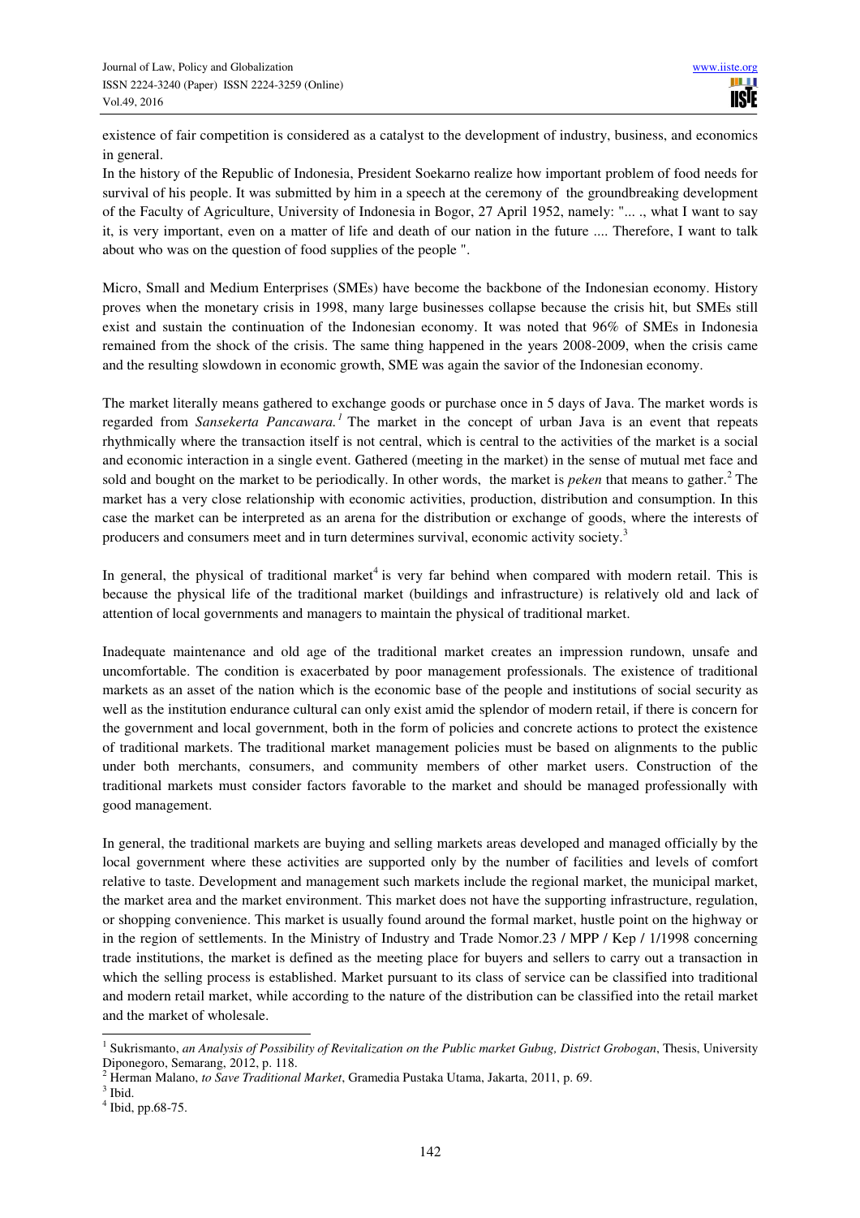existence of fair competition is considered as a catalyst to the development of industry, business, and economics in general.

In the history of the Republic of Indonesia, President Soekarno realize how important problem of food needs for survival of his people. It was submitted by him in a speech at the ceremony of the groundbreaking development of the Faculty of Agriculture, University of Indonesia in Bogor, 27 April 1952, namely: "... ., what I want to say it, is very important, even on a matter of life and death of our nation in the future .... Therefore, I want to talk about who was on the question of food supplies of the people ".

Micro, Small and Medium Enterprises (SMEs) have become the backbone of the Indonesian economy. History proves when the monetary crisis in 1998, many large businesses collapse because the crisis hit, but SMEs still exist and sustain the continuation of the Indonesian economy. It was noted that 96% of SMEs in Indonesia remained from the shock of the crisis. The same thing happened in the years 2008-2009, when the crisis came and the resulting slowdown in economic growth, SME was again the savior of the Indonesian economy.

The market literally means gathered to exchange goods or purchase once in 5 days of Java. The market words is regarded from *Sansekerta Pancawara.*[1] The market in the concept of urban Java is an event that repeats rhythmically where the transaction itself is not central, which is central to the activities of the market is a social and economic interaction in a single event. Gathered (meeting in the market) in the sense of mutual met face and sold and bought on the market to be periodically. In other words, the market is *peken* that means to gather.[2] The market has a very close relationship with economic activities, production, distribution and consumption. In this case the market can be interpreted as an arena for the distribution or exchange of goods, where the interests of producers and consumers meet and in turn determines survival, economic activity society.[3]

In general, the physical of traditional market[4] is very far behind when compared with modern retail. This is because the physical life of the traditional market (buildings and infrastructure) is relatively old and lack of attention of local governments and managers to maintain the physical of traditional market.

Inadequate maintenance and old age of the traditional market creates an impression rundown, unsafe and uncomfortable. The condition is exacerbated by poor management professionals. The existence of traditional markets as an asset of the nation which is the economic base of the people and institutions of social security as well as the institution endurance cultural can only exist amid the splendor of modern retail, if there is concern for the government and local government, both in the form of policies and concrete actions to protect the existence of traditional markets. The traditional market management policies must be based on alignments to the public under both merchants, consumers, and community members of other market users. Construction of the traditional markets must consider factors favorable to the market and should be managed professionally with good management.

In general, the traditional markets are buying and selling markets areas developed and managed officially by the local government where these activities are supported only by the number of facilities and levels of comfort relative to taste. Development and management such markets include the regional market, the municipal market, the market area and the market environment. This market does not have the supporting infrastructure, regulation, or shopping convenience. This market is usually found around the formal market, hustle point on the highway or in the region of settlements. In the Ministry of Industry and Trade Nomor.23 / MPP / Kep / 1/1998 concerning trade institutions, the market is defined as the meeting place for buyers and sellers to carry out a transaction in which the selling process is established. Market pursuant to its class of service can be classified into traditional and modern retail market, while according to the nature of the distribution can be classified into the retail market and the market of wholesale.

---

[1] Sukrismanto, *an Analysis of Possibility of Revitalization on the Public market Gubug, District Grobogan*, Thesis, University Diponegoro, Semarang, 2012, p. 118.

[2] Herman Malano, *to Save Traditional Market*, Gramedia Pustaka Utama, Jakarta, 2011, p. 69.

[3] Ibid.

[4] Ibid, pp.68-75.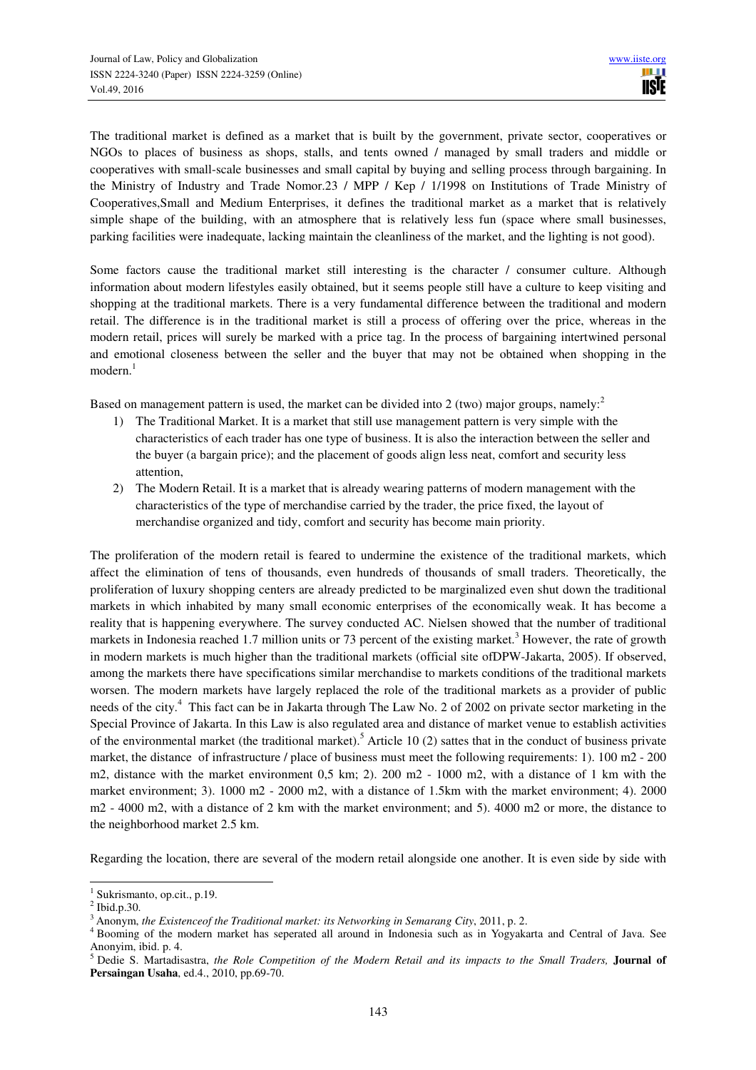The traditional market is defined as a market that is built by the government, private sector, cooperatives or NGOs to places of business as shops, stalls, and tents owned / managed by small traders and middle or cooperatives with small-scale businesses and small capital by buying and selling process through bargaining. In the Ministry of Industry and Trade Nomor.23 / MPP / Kep / 1/1998 on Institutions of Trade Ministry of Cooperatives,Small and Medium Enterprises, it defines the traditional market as a market that is relatively simple shape of the building, with an atmosphere that is relatively less fun (space where small businesses, parking facilities were inadequate, lacking maintain the cleanliness of the market, and the lighting is not good).

Some factors cause the traditional market still interesting is the character / consumer culture. Although information about modern lifestyles easily obtained, but it seems people still have a culture to keep visiting and shopping at the traditional markets. There is a very fundamental difference between the traditional and modern retail. The difference is in the traditional market is still a process of offering over the price, whereas in the modern retail, prices will surely be marked with a price tag. In the process of bargaining intertwined personal and emotional closeness between the seller and the buyer that may not be obtained when shopping in the modern.[1]

Based on management pattern is used, the market can be divided into 2 (two) major groups, namely:[2]

1) The Traditional Market. It is a market that still use management pattern is very simple with the characteristics of each trader has one type of business. It is also the interaction between the seller and the buyer (a bargain price); and the placement of goods align less neat, comfort and security less attention,
2) The Modern Retail. It is a market that is already wearing patterns of modern management with the characteristics of the type of merchandise carried by the trader, the price fixed, the layout of merchandise organized and tidy, comfort and security has become main priority.

The proliferation of the modern retail is feared to undermine the existence of the traditional markets, which affect the elimination of tens of thousands, even hundreds of thousands of small traders. Theoretically, the proliferation of luxury shopping centers are already predicted to be marginalized even shut down the traditional markets in which inhabited by many small economic enterprises of the economically weak. It has become a reality that is happening everywhere. The survey conducted AC. Nielsen showed that the number of traditional markets in Indonesia reached 1.7 million units or 73 percent of the existing market.[3] However, the rate of growth in modern markets is much higher than the traditional markets (official site ofDPW-Jakarta, 2005). If observed, among the markets there have specifications similar merchandise to markets conditions of the traditional markets worsen. The modern markets have largely replaced the role of the traditional markets as a provider of public needs of the city.[4] This fact can be in Jakarta through The Law No. 2 of 2002 on private sector marketing in the Special Province of Jakarta. In this Law is also regulated area and distance of market venue to establish activities of the environmental market (the traditional market).[5] Article 10 (2) sattes that in the conduct of business private market, the distance of infrastructure / place of business must meet the following requirements: 1). 100 m2 - 200 m2, distance with the market environment 0,5 km; 2). 200 m2 - 1000 m2, with a distance of 1 km with the market environment; 3). 1000 m2 - 2000 m2, with a distance of 1.5km with the market environment; 4). 2000 m2 - 4000 m2, with a distance of 2 km with the market environment; and 5). 4000 m2 or more, the distance to the neighborhood market 2.5 km.

Regarding the location, there are several of the modern retail alongside one another. It is even side by side with

---

[1] Sukrismanto, op.cit., p.19.

[2] Ibid.p.30.

[3] Anonym, *the Existenceof the Traditional market: its Networking in Semarang City*, 2011, p. 2.

[4] Booming of the modern market has seperated all around in Indonesia such as in Yogyakarta and Central of Java. See Anonyim, ibid. p. 4.

[5] Dedie S. Martadisastra, *the Role Competition of the Modern Retail and its impacts to the Small Traders,* **Journal of Persaingan Usaha**, ed.4., 2010, pp.69-70.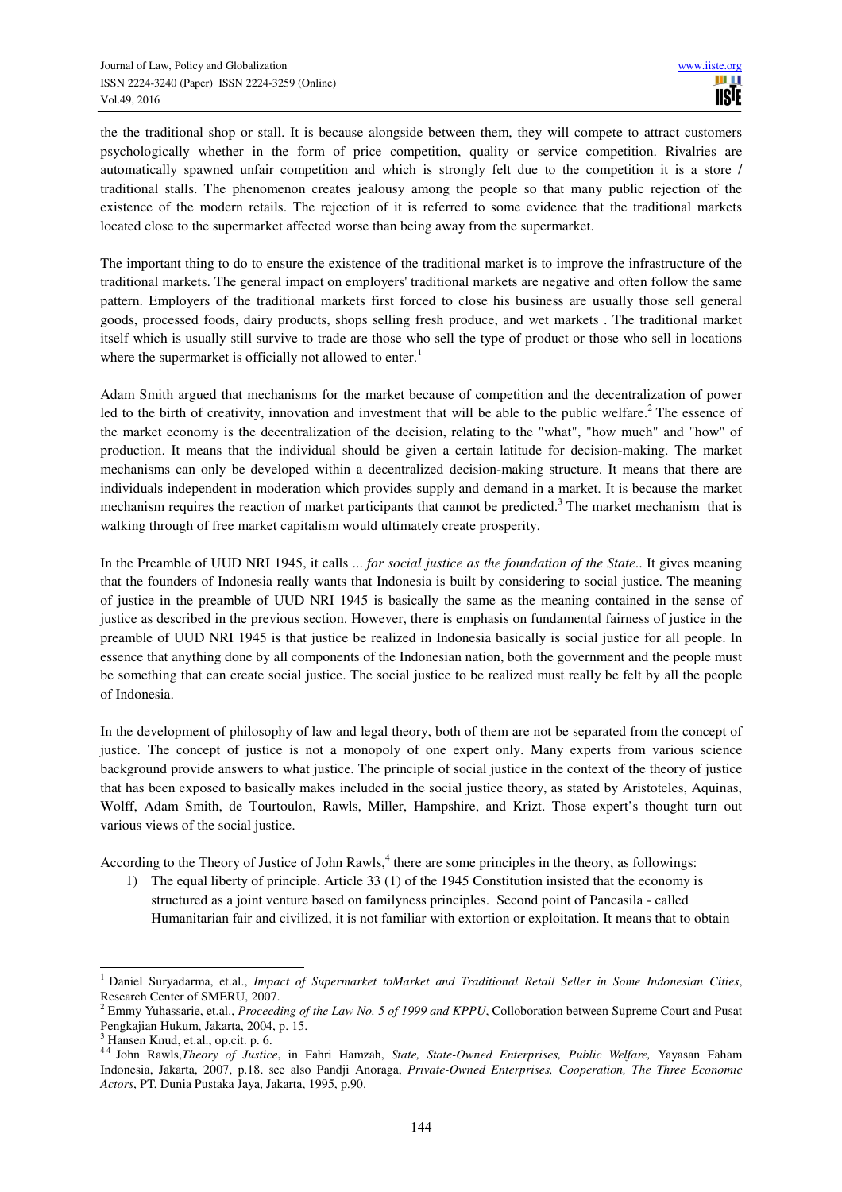the the traditional shop or stall. It is because alongside between them, they will compete to attract customers psychologically whether in the form of price competition, quality or service competition. Rivalries are automatically spawned unfair competition and which is strongly felt due to the competition it is a store / traditional stalls. The phenomenon creates jealousy among the people so that many public rejection of the existence of the modern retails. The rejection of it is referred to some evidence that the traditional markets located close to the supermarket affected worse than being away from the supermarket.

The important thing to do to ensure the existence of the traditional market is to improve the infrastructure of the traditional markets. The general impact on employers' traditional markets are negative and often follow the same pattern. Employers of the traditional markets first forced to close his business are usually those sell general goods, processed foods, dairy products, shops selling fresh produce, and wet markets . The traditional market itself which is usually still survive to trade are those who sell the type of product or those who sell in locations where the supermarket is officially not allowed to enter.[1]

Adam Smith argued that mechanisms for the market because of competition and the decentralization of power led to the birth of creativity, innovation and investment that will be able to the public welfare.[2] The essence of the market economy is the decentralization of the decision, relating to the "what", "how much" and "how" of production. It means that the individual should be given a certain latitude for decision-making. The market mechanisms can only be developed within a decentralized decision-making structure. It means that there are individuals independent in moderation which provides supply and demand in a market. It is because the market mechanism requires the reaction of market participants that cannot be predicted.[3] The market mechanism that is walking through of free market capitalism would ultimately create prosperity.

In the Preamble of UUD NRI 1945, it calls *... for social justice as the foundation of the State*.. It gives meaning that the founders of Indonesia really wants that Indonesia is built by considering to social justice. The meaning of justice in the preamble of UUD NRI 1945 is basically the same as the meaning contained in the sense of justice as described in the previous section. However, there is emphasis on fundamental fairness of justice in the preamble of UUD NRI 1945 is that justice be realized in Indonesia basically is social justice for all people. In essence that anything done by all components of the Indonesian nation, both the government and the people must be something that can create social justice. The social justice to be realized must really be felt by all the people of Indonesia.

In the development of philosophy of law and legal theory, both of them are not be separated from the concept of justice. The concept of justice is not a monopoly of one expert only. Many experts from various science background provide answers to what justice. The principle of social justice in the context of the theory of justice that has been exposed to basically makes included in the social justice theory, as stated by Aristoteles, Aquinas, Wolff, Adam Smith, de Tourtoulon, Rawls, Miller, Hampshire, and Krizt. Those expert's thought turn out various views of the social justice.

According to the Theory of Justice of John Rawls,[4] there are some principles in the theory, as followings:

1) The equal liberty of principle. Article 33 (1) of the 1945 Constitution insisted that the economy is structured as a joint venture based on familyness principles. Second point of Pancasila - called Humanitarian fair and civilized, it is not familiar with extortion or exploitation. It means that to obtain

---

[1] Daniel Suryadarma, et.al., *Impact of Supermarket toMarket and Traditional Retail Seller in Some Indonesian Cities*, Research Center of SMERU, 2007.

[2] Emmy Yuhassarie, et.al., *Proceeding of the Law No. 5 of 1999 and KPPU*, Colloboration between Supreme Court and Pusat Pengkajian Hukum, Jakarta, 2004, p. 15.

[3] Hansen Knud, et.al., op.cit. p. 6.

[4] John Rawls,*Theory of Justice*, in Fahri Hamzah, *State, State-Owned Enterprises, Public Welfare,* Yayasan Faham Indonesia, Jakarta, 2007, p.18. see also Pandji Anoraga, *Private-Owned Enterprises, Cooperation, The Three Economic Actors*, PT. Dunia Pustaka Jaya, Jakarta, 1995, p.90.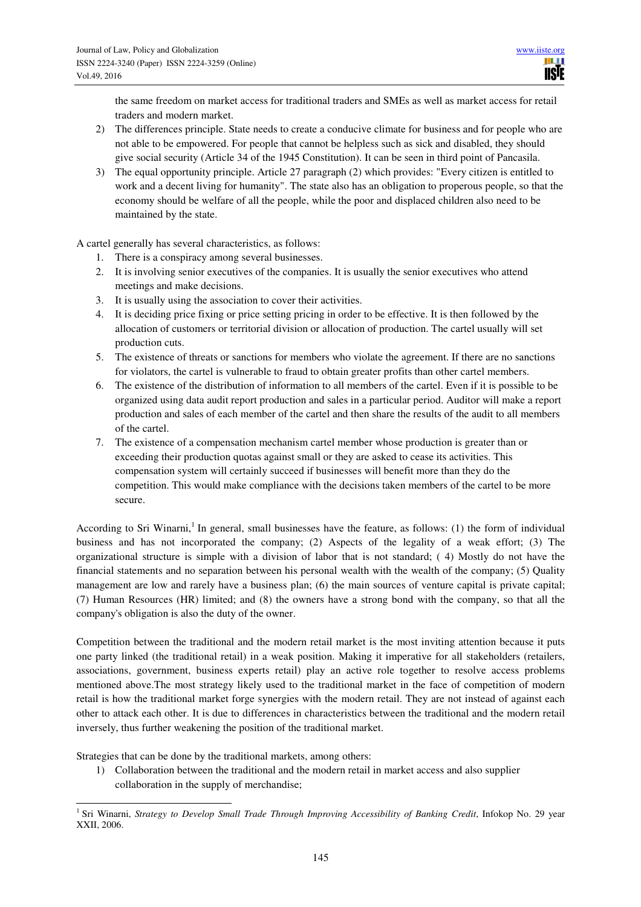the same freedom on market access for traditional traders and SMEs as well as market access for retail traders and modern market.

2) The differences principle. State needs to create a conducive climate for business and for people who are not able to be empowered. For people that cannot be helpless such as sick and disabled, they should give social security (Article 34 of the 1945 Constitution). It can be seen in third point of Pancasila.
3) The equal opportunity principle. Article 27 paragraph (2) which provides: "Every citizen is entitled to work and a decent living for humanity". The state also has an obligation to properous people, so that the economy should be welfare of all the people, while the poor and displaced children also need to be maintained by the state.

A cartel generally has several characteristics, as follows:

1. There is a conspiracy among several businesses.
2. It is involving senior executives of the companies. It is usually the senior executives who attend meetings and make decisions.
3. It is usually using the association to cover their activities.
4. It is deciding price fixing or price setting pricing in order to be effective. It is then followed by the allocation of customers or territorial division or allocation of production. The cartel usually will set production cuts.
5. The existence of threats or sanctions for members who violate the agreement. If there are no sanctions for violators, the cartel is vulnerable to fraud to obtain greater profits than other cartel members.
6. The existence of the distribution of information to all members of the cartel. Even if it is possible to be organized using data audit report production and sales in a particular period. Auditor will make a report production and sales of each member of the cartel and then share the results of the audit to all members of the cartel.
7. The existence of a compensation mechanism cartel member whose production is greater than or exceeding their production quotas against small or they are asked to cease its activities. This compensation system will certainly succeed if businesses will benefit more than they do the competition. This would make compliance with the decisions taken members of the cartel to be more secure.

According to Sri Winarni,[1] In general, small businesses have the feature, as follows: (1) the form of individual business and has not incorporated the company; (2) Aspects of the legality of a weak effort; (3) The organizational structure is simple with a division of labor that is not standard; ( 4) Mostly do not have the financial statements and no separation between his personal wealth with the wealth of the company; (5) Quality management are low and rarely have a business plan; (6) the main sources of venture capital is private capital; (7) Human Resources (HR) limited; and (8) the owners have a strong bond with the company, so that all the company's obligation is also the duty of the owner.

Competition between the traditional and the modern retail market is the most inviting attention because it puts one party linked (the traditional retail) in a weak position. Making it imperative for all stakeholders (retailers, associations, government, business experts retail) play an active role together to resolve access problems mentioned above.The most strategy likely used to the traditional market in the face of competition of modern retail is how the traditional market forge synergies with the modern retail. They are not instead of against each other to attack each other. It is due to differences in characteristics between the traditional and the modern retail inversely, thus further weakening the position of the traditional market.

Strategies that can be done by the traditional markets, among others:

1) Collaboration between the traditional and the modern retail in market access and also supplier collaboration in the supply of merchandise;

[1] Sri Winarni, *Strategy to Develop Small Trade Through Improving Accessibility of Banking Credit*, Infokop No. 29 year XXII, 2006.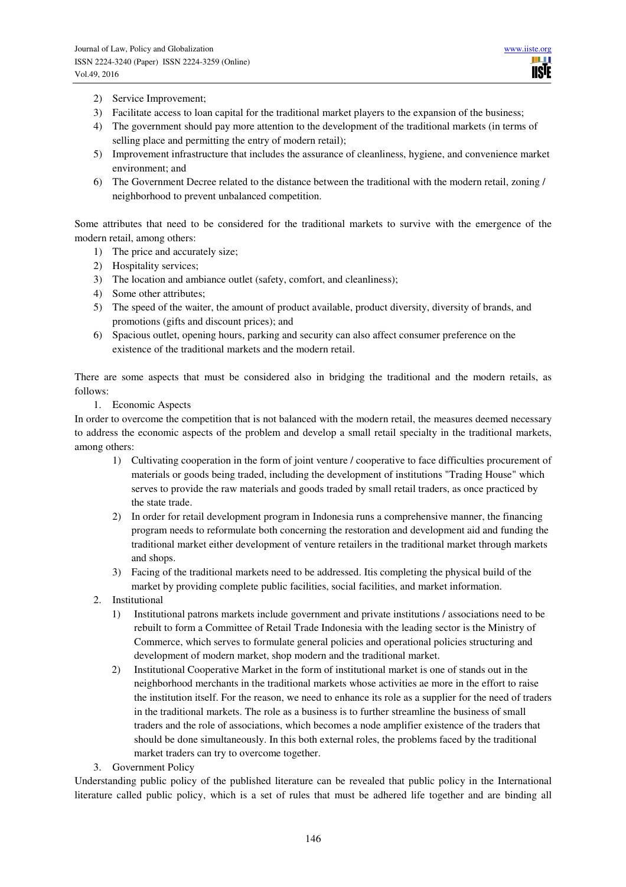2) Service Improvement;
3) Facilitate access to loan capital for the traditional market players to the expansion of the business;
4) The government should pay more attention to the development of the traditional markets (in terms of selling place and permitting the entry of modern retail);
5) Improvement infrastructure that includes the assurance of cleanliness, hygiene, and convenience market environment; and
6) The Government Decree related to the distance between the traditional with the modern retail, zoning / neighborhood to prevent unbalanced competition.

Some attributes that need to be considered for the traditional markets to survive with the emergence of the modern retail, among others:

1) The price and accurately size;
2) Hospitality services;
3) The location and ambiance outlet (safety, comfort, and cleanliness);
4) Some other attributes;
5) The speed of the waiter, the amount of product available, product diversity, diversity of brands, and promotions (gifts and discount prices); and
6) Spacious outlet, opening hours, parking and security can also affect consumer preference on the existence of the traditional markets and the modern retail.

There are some aspects that must be considered also in bridging the traditional and the modern retails, as follows:

1. Economic Aspects

In order to overcome the competition that is not balanced with the modern retail, the measures deemed necessary to address the economic aspects of the problem and develop a small retail specialty in the traditional markets, among others:

1) Cultivating cooperation in the form of joint venture / cooperative to face difficulties procurement of materials or goods being traded, including the development of institutions "Trading House" which serves to provide the raw materials and goods traded by small retail traders, as once practiced by the state trade.
2) In order for retail development program in Indonesia runs a comprehensive manner, the financing program needs to reformulate both concerning the restoration and development aid and funding the traditional market either development of venture retailers in the traditional market through markets and shops.
3) Facing of the traditional markets need to be addressed. Itis completing the physical build of the market by providing complete public facilities, social facilities, and market information.

2. Institutional

1) Institutional patrons markets include government and private institutions / associations need to be rebuilt to form a Committee of Retail Trade Indonesia with the leading sector is the Ministry of Commerce, which serves to formulate general policies and operational policies structuring and development of modern market, shop modern and the traditional market.
2) Institutional Cooperative Market in the form of institutional market is one of stands out in the neighborhood merchants in the traditional markets whose activities ae more in the effort to raise the institution itself. For the reason, we need to enhance its role as a supplier for the need of traders in the traditional markets. The role as a business is to further streamline the business of small traders and the role of associations, which becomes a node amplifier existence of the traders that should be done simultaneously. In this both external roles, the problems faced by the traditional market traders can try to overcome together.

3. Government Policy

Understanding public policy of the published literature can be revealed that public policy in the International literature called public policy, which is a set of rules that must be adhered life together and are binding all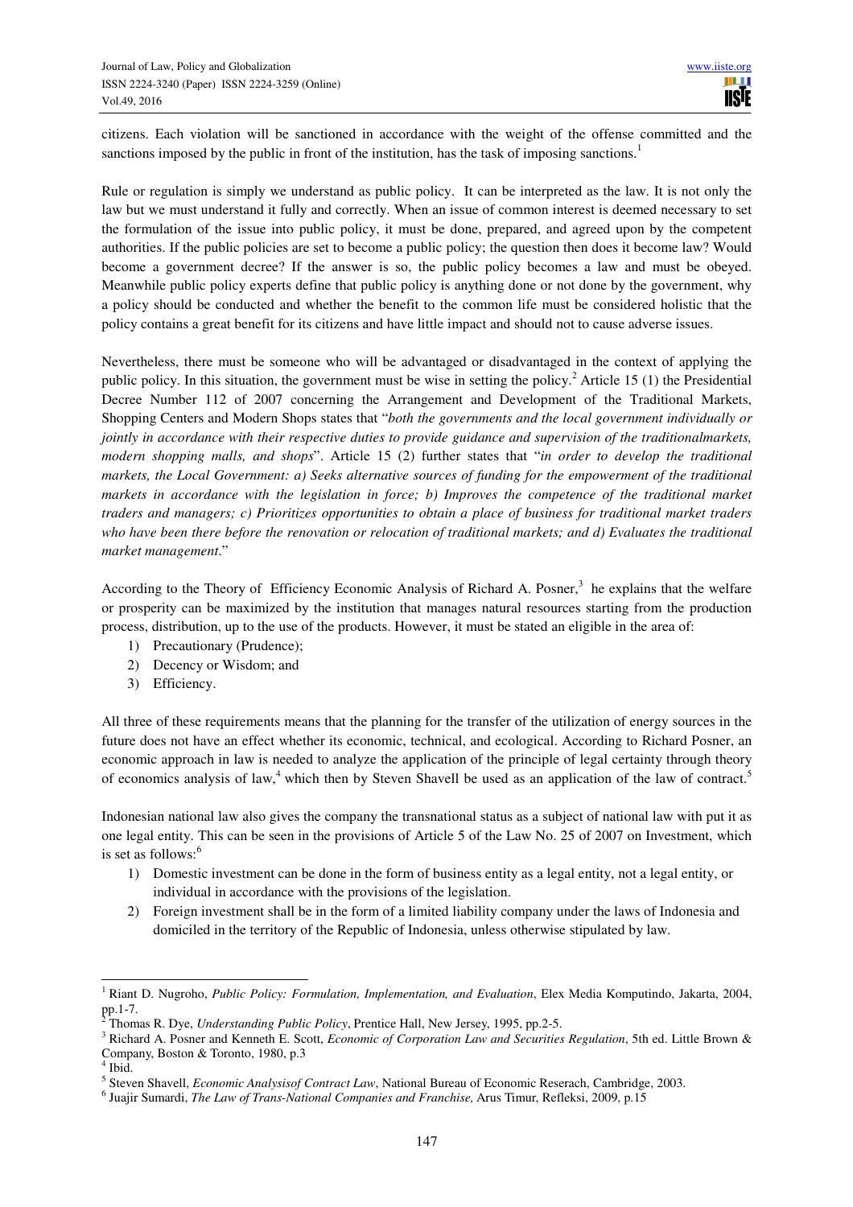citizens. Each violation will be sanctioned in accordance with the weight of the offense committed and the sanctions imposed by the public in front of the institution, has the task of imposing sanctions.[1]

Rule or regulation is simply we understand as public policy. It can be interpreted as the law. It is not only the law but we must understand it fully and correctly. When an issue of common interest is deemed necessary to set the formulation of the issue into public policy, it must be done, prepared, and agreed upon by the competent authorities. If the public policies are set to become a public policy; the question then does it become law? Would become a government decree? If the answer is so, the public policy becomes a law and must be obeyed. Meanwhile public policy experts define that public policy is anything done or not done by the government, why a policy should be conducted and whether the benefit to the common life must be considered holistic that the policy contains a great benefit for its citizens and have little impact and should not to cause adverse issues.

Nevertheless, there must be someone who will be advantaged or disadvantaged in the context of applying the public policy. In this situation, the government must be wise in setting the policy.[2] Article 15 (1) the Presidential Decree Number 112 of 2007 concerning the Arrangement and Development of the Traditional Markets, Shopping Centers and Modern Shops states that "*both the governments and the local government individually or jointly in accordance with their respective duties to provide guidance and supervision of the traditionalmarkets, modern shopping malls, and shops*". Article 15 (2) further states that "*in order to develop the traditional markets, the Local Government: a) Seeks alternative sources of funding for the empowerment of the traditional markets in accordance with the legislation in force; b) Improves the competence of the traditional market traders and managers; c) Prioritizes opportunities to obtain a place of business for traditional market traders who have been there before the renovation or relocation of traditional markets; and d) Evaluates the traditional market management*."

According to the Theory of Efficiency Economic Analysis of Richard A. Posner,[3] he explains that the welfare or prosperity can be maximized by the institution that manages natural resources starting from the production process, distribution, up to the use of the products. However, it must be stated an eligible in the area of:

1) Precautionary (Prudence);
2) Decency or Wisdom; and
3) Efficiency.

All three of these requirements means that the planning for the transfer of the utilization of energy sources in the future does not have an effect whether its economic, technical, and ecological. According to Richard Posner, an economic approach in law is needed to analyze the application of the principle of legal certainty through theory of economics analysis of law,[4] which then by Steven Shavell be used as an application of the law of contract.[5]

Indonesian national law also gives the company the transnational status as a subject of national law with put it as one legal entity. This can be seen in the provisions of Article 5 of the Law No. 25 of 2007 on Investment, which is set as follows:[6]

1) Domestic investment can be done in the form of business entity as a legal entity, not a legal entity, or individual in accordance with the provisions of the legislation.
2) Foreign investment shall be in the form of a limited liability company under the laws of Indonesia and domiciled in the territory of the Republic of Indonesia, unless otherwise stipulated by law.

---

[1] Riant D. Nugroho, *Public Policy: Formulation, Implementation, and Evaluation*, Elex Media Komputindo, Jakarta, 2004, pp.1-7.

[2] Thomas R. Dye, *Understanding Public Policy*, Prentice Hall, New Jersey, 1995, pp.2-5.

[3] Richard A. Posner and Kenneth E. Scott, *Economic of Corporation Law and Securities Regulation*, 5th ed. Little Brown & Company, Boston & Toronto, 1980, p.3

[4] Ibid.

[5] Steven Shavell, *Economic Analysisof Contract Law*, National Bureau of Economic Reserach, Cambridge, 2003.

[6] Juajir Sumardi, *The Law of Trans-National Companies and Franchise,* Arus Timur, Refleksi, 2009, p.15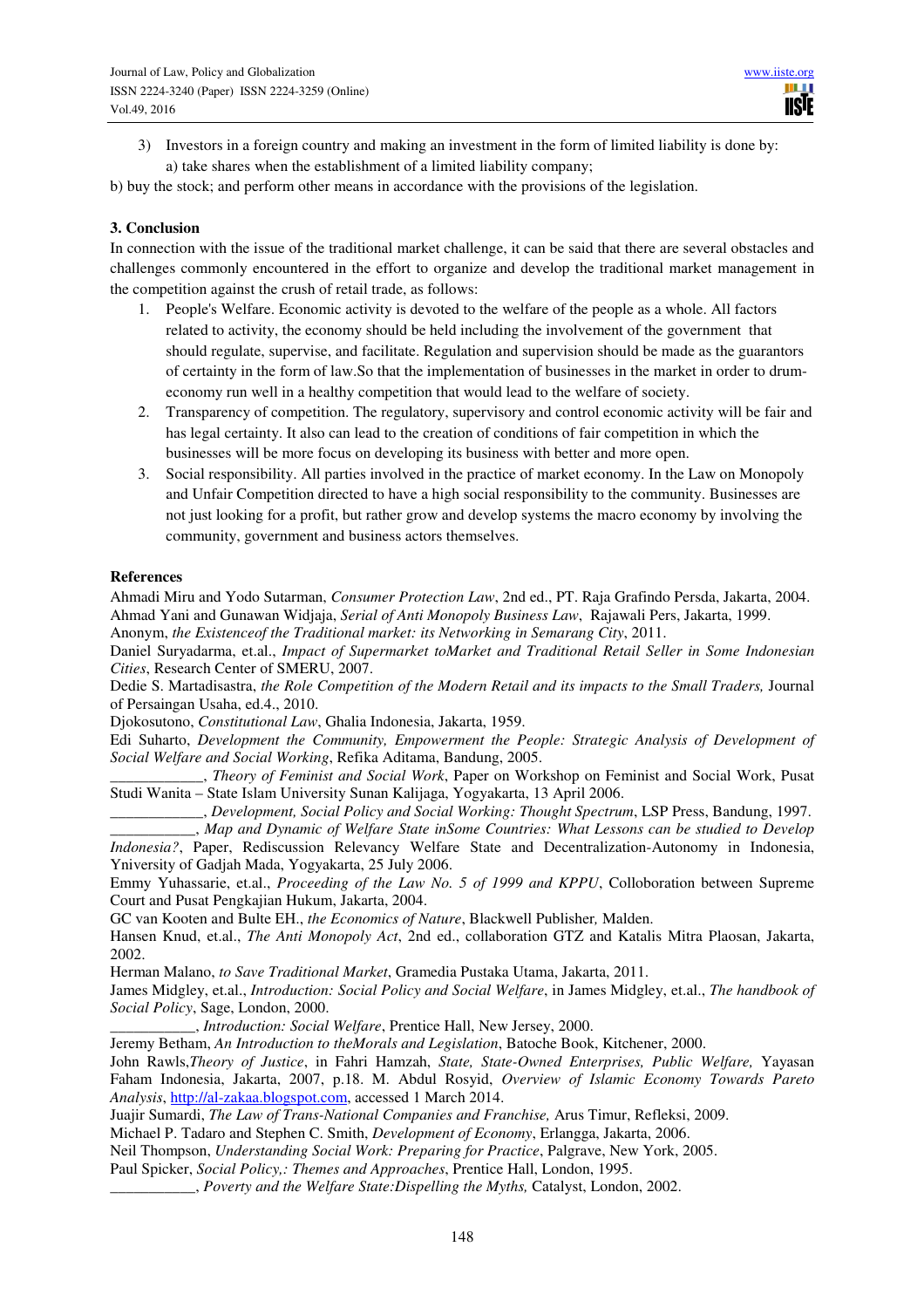3) Investors in a foreign country and making an investment in the form of limited liability is done by:
   a) take shares when the establishment of a limited liability company;

b) buy the stock; and perform other means in accordance with the provisions of the legislation.

### 3. Conclusion

In connection with the issue of the traditional market challenge, it can be said that there are several obstacles and challenges commonly encountered in the effort to organize and develop the traditional market management in the competition against the crush of retail trade, as follows:

1. People's Welfare. Economic activity is devoted to the welfare of the people as a whole. All factors related to activity, the economy should be held including the involvement of the government that should regulate, supervise, and facilitate. Regulation and supervision should be made as the guarantors of certainty in the form of law.So that the implementation of businesses in the market in order to drum-economy run well in a healthy competition that would lead to the welfare of society.
2. Transparency of competition. The regulatory, supervisory and control economic activity will be fair and has legal certainty. It also can lead to the creation of conditions of fair competition in which the businesses will be more focus on developing its business with better and more open.
3. Social responsibility. All parties involved in the practice of market economy. In the Law on Monopoly and Unfair Competition directed to have a high social responsibility to the community. Businesses are not just looking for a profit, but rather grow and develop systems the macro economy by involving the community, government and business actors themselves.

### References

Ahmadi Miru and Yodo Sutarman, *Consumer Protection Law*, 2nd ed., PT. Raja Grafindo Persda, Jakarta, 2004.

Ahmad Yani and Gunawan Widjaja, *Serial of Anti Monopoly Business Law*, Rajawali Pers, Jakarta, 1999.

Anonym, *the Existenceof the Traditional market: its Networking in Semarang City*, 2011.

Daniel Suryadarma, et.al., *Impact of Supermarket toMarket and Traditional Retail Seller in Some Indonesian Cities*, Research Center of SMERU, 2007.

Dedie S. Martadisastra, *the Role Competition of the Modern Retail and its impacts to the Small Traders,* Journal of Persaingan Usaha, ed.4., 2010.

Djokosutono, *Constitutional Law*, Ghalia Indonesia, Jakarta, 1959.

Edi Suharto, *Development the Community, Empowerment the People: Strategic Analysis of Development of Social Welfare and Social Working*, Refika Aditama, Bandung, 2005.

____________, *Theory of Feminist and Social Work*, Paper on Workshop on Feminist and Social Work, Pusat Studi Wanita – State Islam University Sunan Kalijaga, Yogyakarta, 13 April 2006.

____________, *Development, Social Policy and Social Working: Thought Spectrum*, LSP Press, Bandung, 1997.

___________, *Map and Dynamic of Welfare State inSome Countries: What Lessons can be studied to Develop Indonesia?*, Paper, Rediscussion Relevancy Welfare State and Decentralization-Autonomy in Indonesia, Yniversity of Gadjah Mada, Yogyakarta, 25 July 2006.

Emmy Yuhassarie, et.al., *Proceeding of the Law No. 5 of 1999 and KPPU*, Colloboration between Supreme Court and Pusat Pengkajian Hukum, Jakarta, 2004.

GC van Kooten and Bulte EH., *the Economics of Nature*, Blackwell Publisher*,* Malden.

Hansen Knud, et.al., *The Anti Monopoly Act*, 2nd ed., collaboration GTZ and Katalis Mitra Plaosan, Jakarta, 2002.

Herman Malano, *to Save Traditional Market*, Gramedia Pustaka Utama, Jakarta, 2011.

James Midgley, et.al., *Introduction: Social Policy and Social Welfare*, in James Midgley, et.al., *The handbook of Social Policy*, Sage, London, 2000.

___________, *Introduction: Social Welfare*, Prentice Hall, New Jersey, 2000.

Jeremy Betham, *An Introduction to theMorals and Legislation*, Batoche Book, Kitchener, 2000.

John Rawls,*Theory of Justice*, in Fahri Hamzah, *State, State-Owned Enterprises, Public Welfare,* Yayasan Faham Indonesia, Jakarta, 2007, p.18. M. Abdul Rosyid, *Overview of Islamic Economy Towards Pareto Analysis*, http://al-zakaa.blogspot.com, accessed 1 March 2014.

Juajir Sumardi, *The Law of Trans-National Companies and Franchise,* Arus Timur, Refleksi, 2009.

Michael P. Tadaro and Stephen C. Smith, *Development of Economy*, Erlangga, Jakarta, 2006.

Neil Thompson, *Understanding Social Work: Preparing for Practice*, Palgrave, New York, 2005.

Paul Spicker, *Social Policy,: Themes and Approaches*, Prentice Hall, London, 1995.

___________, *Poverty and the Welfare State:Dispelling the Myths,* Catalyst, London, 2002.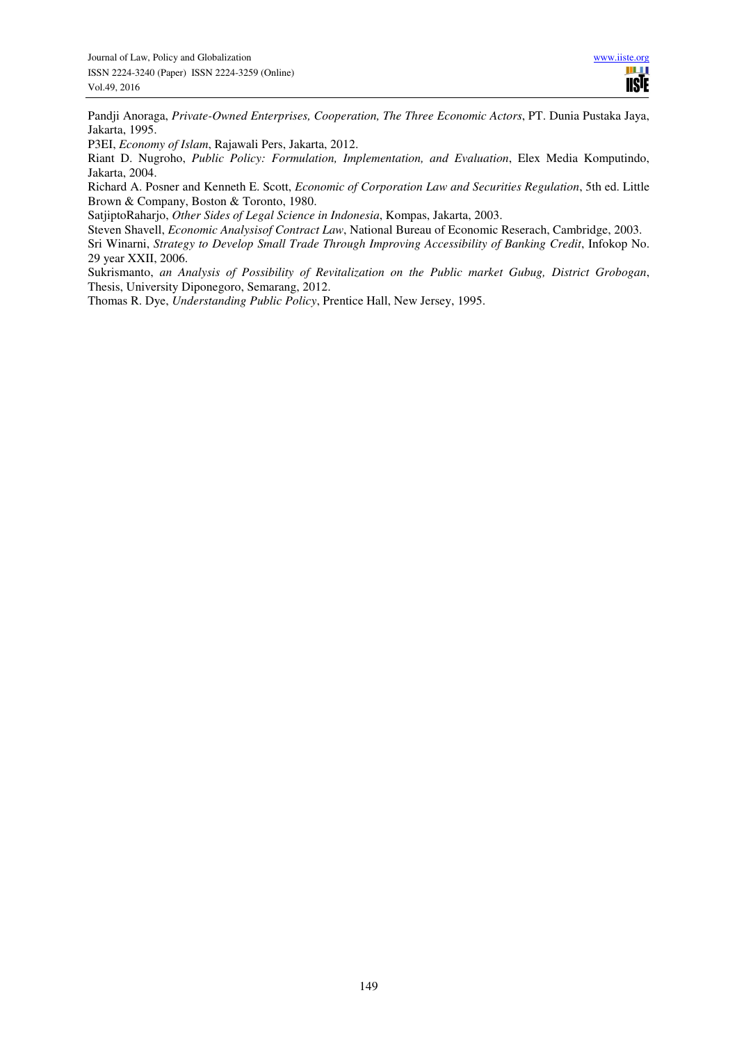Pandji Anoraga, *Private-Owned Enterprises, Cooperation, The Three Economic Actors*, PT. Dunia Pustaka Jaya, Jakarta, 1995.

P3EI, *Economy of Islam*, Rajawali Pers, Jakarta, 2012.

Riant D. Nugroho, *Public Policy: Formulation, Implementation, and Evaluation*, Elex Media Komputindo, Jakarta, 2004.

Richard A. Posner and Kenneth E. Scott, *Economic of Corporation Law and Securities Regulation*, 5th ed. Little Brown & Company, Boston & Toronto, 1980.

SatjiptoRaharjo, *Other Sides of Legal Science in Indonesia*, Kompas, Jakarta, 2003.

Steven Shavell, *Economic Analysisof Contract Law*, National Bureau of Economic Reserach, Cambridge, 2003.

Sri Winarni, *Strategy to Develop Small Trade Through Improving Accessibility of Banking Credit*, Infokop No. 29 year XXII, 2006.

Sukrismanto, *an Analysis of Possibility of Revitalization on the Public market Gubug, District Grobogan*, Thesis, University Diponegoro, Semarang, 2012.

Thomas R. Dye, *Understanding Public Policy*, Prentice Hall, New Jersey, 1995.